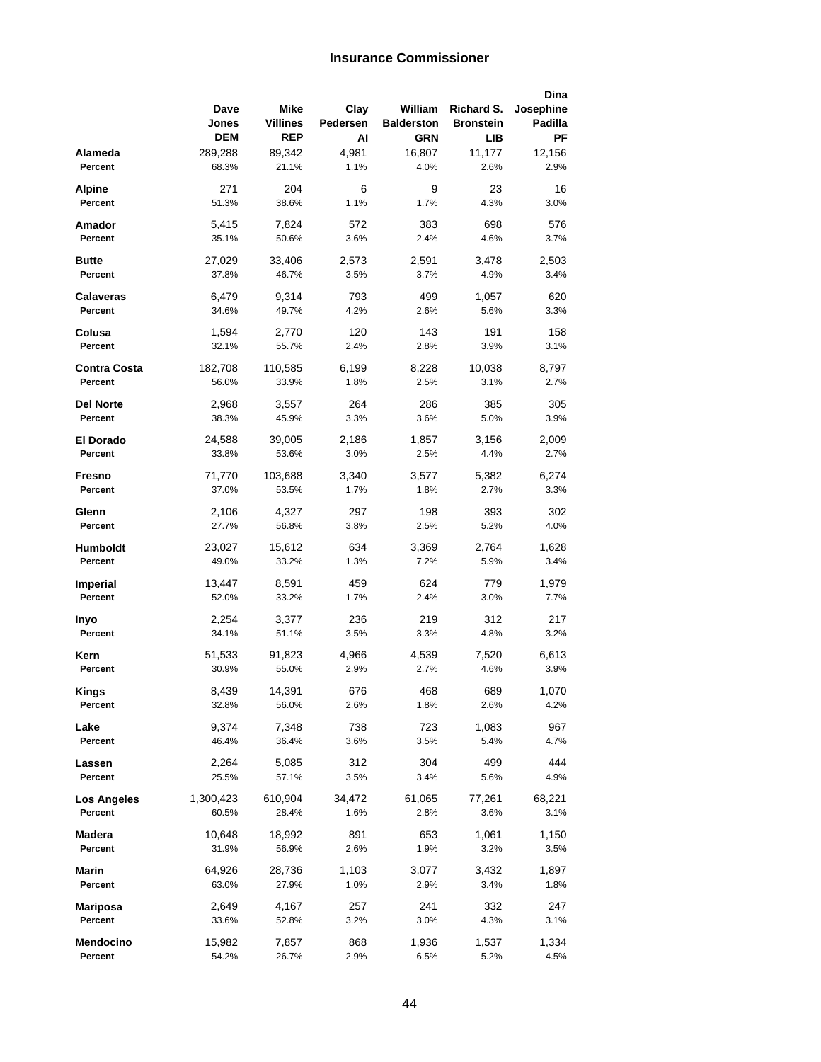## Insurance Commissioner

| | Dave Jones DEM | Mike Villines REP | Clay Pedersen AI | William Balderston GRN | Richard S. Bronstein LIB | Dina Josephine Padilla PF |
|---|---|---|---|---|---|---|
| **Alameda** | 289,288 | 89,342 | 4,981 | 16,807 | 11,177 | 12,156 |
| **Percent** | 68.3% | 21.1% | 1.1% | 4.0% | 2.6% | 2.9% |
| **Alpine** | 271 | 204 | 6 | 9 | 23 | 16 |
| **Percent** | 51.3% | 38.6% | 1.1% | 1.7% | 4.3% | 3.0% |
| **Amador** | 5,415 | 7,824 | 572 | 383 | 698 | 576 |
| **Percent** | 35.1% | 50.6% | 3.6% | 2.4% | 4.6% | 3.7% |
| **Butte** | 27,029 | 33,406 | 2,573 | 2,591 | 3,478 | 2,503 |
| **Percent** | 37.8% | 46.7% | 3.5% | 3.7% | 4.9% | 3.4% |
| **Calaveras** | 6,479 | 9,314 | 793 | 499 | 1,057 | 620 |
| **Percent** | 34.6% | 49.7% | 4.2% | 2.6% | 5.6% | 3.3% |
| **Colusa** | 1,594 | 2,770 | 120 | 143 | 191 | 158 |
| **Percent** | 32.1% | 55.7% | 2.4% | 2.8% | 3.9% | 3.1% |
| **Contra Costa** | 182,708 | 110,585 | 6,199 | 8,228 | 10,038 | 8,797 |
| **Percent** | 56.0% | 33.9% | 1.8% | 2.5% | 3.1% | 2.7% |
| **Del Norte** | 2,968 | 3,557 | 264 | 286 | 385 | 305 |
| **Percent** | 38.3% | 45.9% | 3.3% | 3.6% | 5.0% | 3.9% |
| **El Dorado** | 24,588 | 39,005 | 2,186 | 1,857 | 3,156 | 2,009 |
| **Percent** | 33.8% | 53.6% | 3.0% | 2.5% | 4.4% | 2.7% |
| **Fresno** | 71,770 | 103,688 | 3,340 | 3,577 | 5,382 | 6,274 |
| **Percent** | 37.0% | 53.5% | 1.7% | 1.8% | 2.7% | 3.3% |
| **Glenn** | 2,106 | 4,327 | 297 | 198 | 393 | 302 |
| **Percent** | 27.7% | 56.8% | 3.8% | 2.5% | 5.2% | 4.0% |
| **Humboldt** | 23,027 | 15,612 | 634 | 3,369 | 2,764 | 1,628 |
| **Percent** | 49.0% | 33.2% | 1.3% | 7.2% | 5.9% | 3.4% |
| **Imperial** | 13,447 | 8,591 | 459 | 624 | 779 | 1,979 |
| **Percent** | 52.0% | 33.2% | 1.7% | 2.4% | 3.0% | 7.7% |
| **Inyo** | 2,254 | 3,377 | 236 | 219 | 312 | 217 |
| **Percent** | 34.1% | 51.1% | 3.5% | 3.3% | 4.8% | 3.2% |
| **Kern** | 51,533 | 91,823 | 4,966 | 4,539 | 7,520 | 6,613 |
| **Percent** | 30.9% | 55.0% | 2.9% | 2.7% | 4.6% | 3.9% |
| **Kings** | 8,439 | 14,391 | 676 | 468 | 689 | 1,070 |
| **Percent** | 32.8% | 56.0% | 2.6% | 1.8% | 2.6% | 4.2% |
| **Lake** | 9,374 | 7,348 | 738 | 723 | 1,083 | 967 |
| **Percent** | 46.4% | 36.4% | 3.6% | 3.5% | 5.4% | 4.7% |
| **Lassen** | 2,264 | 5,085 | 312 | 304 | 499 | 444 |
| **Percent** | 25.5% | 57.1% | 3.5% | 3.4% | 5.6% | 4.9% |
| **Los Angeles** | 1,300,423 | 610,904 | 34,472 | 61,065 | 77,261 | 68,221 |
| **Percent** | 60.5% | 28.4% | 1.6% | 2.8% | 3.6% | 3.1% |
| **Madera** | 10,648 | 18,992 | 891 | 653 | 1,061 | 1,150 |
| **Percent** | 31.9% | 56.9% | 2.6% | 1.9% | 3.2% | 3.5% |
| **Marin** | 64,926 | 28,736 | 1,103 | 3,077 | 3,432 | 1,897 |
| **Percent** | 63.0% | 27.9% | 1.0% | 2.9% | 3.4% | 1.8% |
| **Mariposa** | 2,649 | 4,167 | 257 | 241 | 332 | 247 |
| **Percent** | 33.6% | 52.8% | 3.2% | 3.0% | 4.3% | 3.1% |
| **Mendocino** | 15,982 | 7,857 | 868 | 1,936 | 1,537 | 1,334 |
| **Percent** | 54.2% | 26.7% | 2.9% | 6.5% | 5.2% | 4.5% |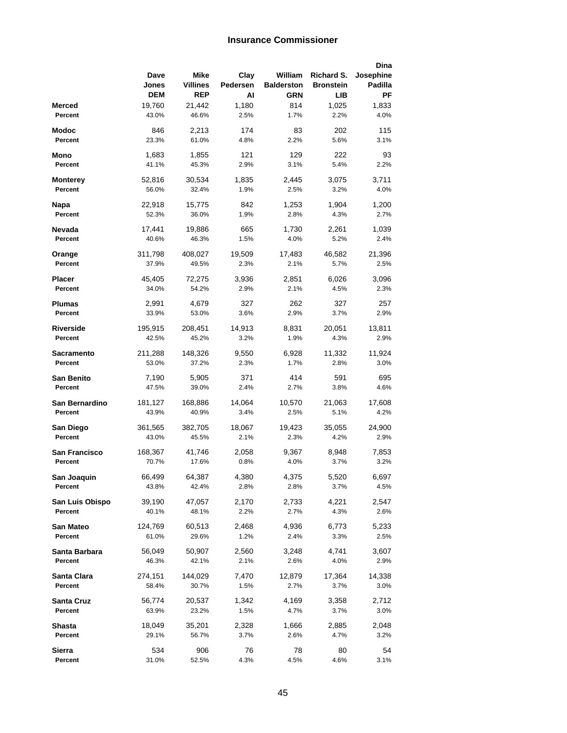## Insurance Commissioner

| | Dave Jones DEM | Mike Villines REP | Clay Pedersen AI | William Balderston GRN | Richard S. Bronstein LIB | Dina Josephine Padilla PF |
|---|---|---|---|---|---|---|
| **Merced** | 19,760 | 21,442 | 1,180 | 814 | 1,025 | 1,833 |
| **Percent** | 43.0% | 46.6% | 2.5% | 1.7% | 2.2% | 4.0% |
| **Modoc** | 846 | 2,213 | 174 | 83 | 202 | 115 |
| **Percent** | 23.3% | 61.0% | 4.8% | 2.2% | 5.6% | 3.1% |
| **Mono** | 1,683 | 1,855 | 121 | 129 | 222 | 93 |
| **Percent** | 41.1% | 45.3% | 2.9% | 3.1% | 5.4% | 2.2% |
| **Monterey** | 52,816 | 30,534 | 1,835 | 2,445 | 3,075 | 3,711 |
| **Percent** | 56.0% | 32.4% | 1.9% | 2.5% | 3.2% | 4.0% |
| **Napa** | 22,918 | 15,775 | 842 | 1,253 | 1,904 | 1,200 |
| **Percent** | 52.3% | 36.0% | 1.9% | 2.8% | 4.3% | 2.7% |
| **Nevada** | 17,441 | 19,886 | 665 | 1,730 | 2,261 | 1,039 |
| **Percent** | 40.6% | 46.3% | 1.5% | 4.0% | 5.2% | 2.4% |
| **Orange** | 311,798 | 408,027 | 19,509 | 17,483 | 46,582 | 21,396 |
| **Percent** | 37.9% | 49.5% | 2.3% | 2.1% | 5.7% | 2.5% |
| **Placer** | 45,405 | 72,275 | 3,936 | 2,851 | 6,026 | 3,096 |
| **Percent** | 34.0% | 54.2% | 2.9% | 2.1% | 4.5% | 2.3% |
| **Plumas** | 2,991 | 4,679 | 327 | 262 | 327 | 257 |
| **Percent** | 33.9% | 53.0% | 3.6% | 2.9% | 3.7% | 2.9% |
| **Riverside** | 195,915 | 208,451 | 14,913 | 8,831 | 20,051 | 13,811 |
| **Percent** | 42.5% | 45.2% | 3.2% | 1.9% | 4.3% | 2.9% |
| **Sacramento** | 211,288 | 148,326 | 9,550 | 6,928 | 11,332 | 11,924 |
| **Percent** | 53.0% | 37.2% | 2.3% | 1.7% | 2.8% | 3.0% |
| **San Benito** | 7,190 | 5,905 | 371 | 414 | 591 | 695 |
| **Percent** | 47.5% | 39.0% | 2.4% | 2.7% | 3.8% | 4.6% |
| **San Bernardino** | 181,127 | 168,886 | 14,064 | 10,570 | 21,063 | 17,608 |
| **Percent** | 43.9% | 40.9% | 3.4% | 2.5% | 5.1% | 4.2% |
| **San Diego** | 361,565 | 382,705 | 18,067 | 19,423 | 35,055 | 24,900 |
| **Percent** | 43.0% | 45.5% | 2.1% | 2.3% | 4.2% | 2.9% |
| **San Francisco** | 168,367 | 41,746 | 2,058 | 9,367 | 8,948 | 7,853 |
| **Percent** | 70.7% | 17.6% | 0.8% | 4.0% | 3.7% | 3.2% |
| **San Joaquin** | 66,499 | 64,387 | 4,380 | 4,375 | 5,520 | 6,697 |
| **Percent** | 43.8% | 42.4% | 2.8% | 2.8% | 3.7% | 4.5% |
| **San Luis Obispo** | 39,190 | 47,057 | 2,170 | 2,733 | 4,221 | 2,547 |
| **Percent** | 40.1% | 48.1% | 2.2% | 2.7% | 4.3% | 2.6% |
| **San Mateo** | 124,769 | 60,513 | 2,468 | 4,936 | 6,773 | 5,233 |
| **Percent** | 61.0% | 29.6% | 1.2% | 2.4% | 3.3% | 2.5% |
| **Santa Barbara** | 56,049 | 50,907 | 2,560 | 3,248 | 4,741 | 3,607 |
| **Percent** | 46.3% | 42.1% | 2.1% | 2.6% | 4.0% | 2.9% |
| **Santa Clara** | 274,151 | 144,029 | 7,470 | 12,879 | 17,364 | 14,338 |
| **Percent** | 58.4% | 30.7% | 1.5% | 2.7% | 3.7% | 3.0% |
| **Santa Cruz** | 56,774 | 20,537 | 1,342 | 4,169 | 3,358 | 2,712 |
| **Percent** | 63.9% | 23.2% | 1.5% | 4.7% | 3.7% | 3.0% |
| **Shasta** | 18,049 | 35,201 | 2,328 | 1,666 | 2,885 | 2,048 |
| **Percent** | 29.1% | 56.7% | 3.7% | 2.6% | 4.7% | 3.2% |
| **Sierra** | 534 | 906 | 76 | 78 | 80 | 54 |
| **Percent** | 31.0% | 52.5% | 4.3% | 4.5% | 4.6% | 3.1% |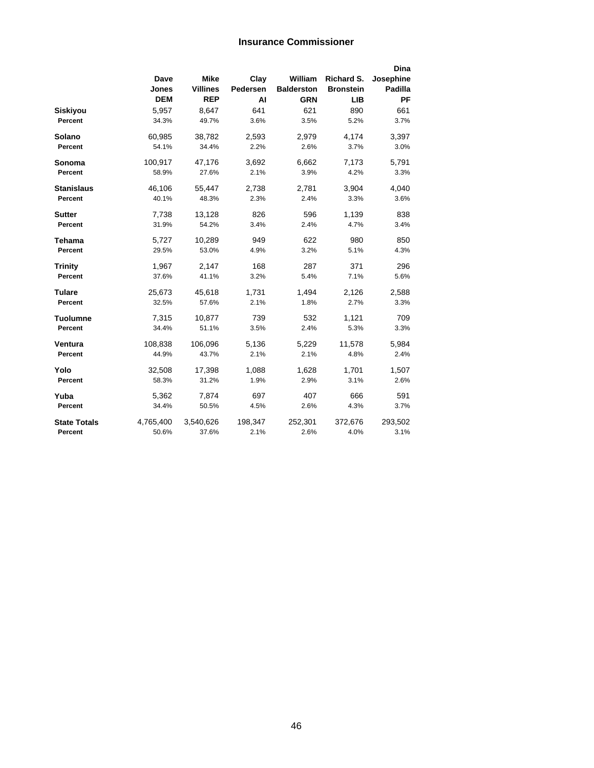## Insurance Commissioner

| | Dave Jones DEM | Mike Villines REP | Clay Pedersen AI | William Balderston GRN | Richard S. Bronstein LIB | Dina Josephine Padilla PF |
|---|---|---|---|---|---|---|
| **Siskiyou** | 5,957 | 8,647 | 641 | 621 | 890 | 661 |
| **Percent** | 34.3% | 49.7% | 3.6% | 3.5% | 5.2% | 3.7% |
| **Solano** | 60,985 | 38,782 | 2,593 | 2,979 | 4,174 | 3,397 |
| **Percent** | 54.1% | 34.4% | 2.2% | 2.6% | 3.7% | 3.0% |
| **Sonoma** | 100,917 | 47,176 | 3,692 | 6,662 | 7,173 | 5,791 |
| **Percent** | 58.9% | 27.6% | 2.1% | 3.9% | 4.2% | 3.3% |
| **Stanislaus** | 46,106 | 55,447 | 2,738 | 2,781 | 3,904 | 4,040 |
| **Percent** | 40.1% | 48.3% | 2.3% | 2.4% | 3.3% | 3.6% |
| **Sutter** | 7,738 | 13,128 | 826 | 596 | 1,139 | 838 |
| **Percent** | 31.9% | 54.2% | 3.4% | 2.4% | 4.7% | 3.4% |
| **Tehama** | 5,727 | 10,289 | 949 | 622 | 980 | 850 |
| **Percent** | 29.5% | 53.0% | 4.9% | 3.2% | 5.1% | 4.3% |
| **Trinity** | 1,967 | 2,147 | 168 | 287 | 371 | 296 |
| **Percent** | 37.6% | 41.1% | 3.2% | 5.4% | 7.1% | 5.6% |
| **Tulare** | 25,673 | 45,618 | 1,731 | 1,494 | 2,126 | 2,588 |
| **Percent** | 32.5% | 57.6% | 2.1% | 1.8% | 2.7% | 3.3% |
| **Tuolumne** | 7,315 | 10,877 | 739 | 532 | 1,121 | 709 |
| **Percent** | 34.4% | 51.1% | 3.5% | 2.4% | 5.3% | 3.3% |
| **Ventura** | 108,838 | 106,096 | 5,136 | 5,229 | 11,578 | 5,984 |
| **Percent** | 44.9% | 43.7% | 2.1% | 2.1% | 4.8% | 2.4% |
| **Yolo** | 32,508 | 17,398 | 1,088 | 1,628 | 1,701 | 1,507 |
| **Percent** | 58.3% | 31.2% | 1.9% | 2.9% | 3.1% | 2.6% |
| **Yuba** | 5,362 | 7,874 | 697 | 407 | 666 | 591 |
| **Percent** | 34.4% | 50.5% | 4.5% | 2.6% | 4.3% | 3.7% |
| **State Totals** | 4,765,400 | 3,540,626 | 198,347 | 252,301 | 372,676 | 293,502 |
| **Percent** | 50.6% | 37.6% | 2.1% | 2.6% | 4.0% | 3.1% |